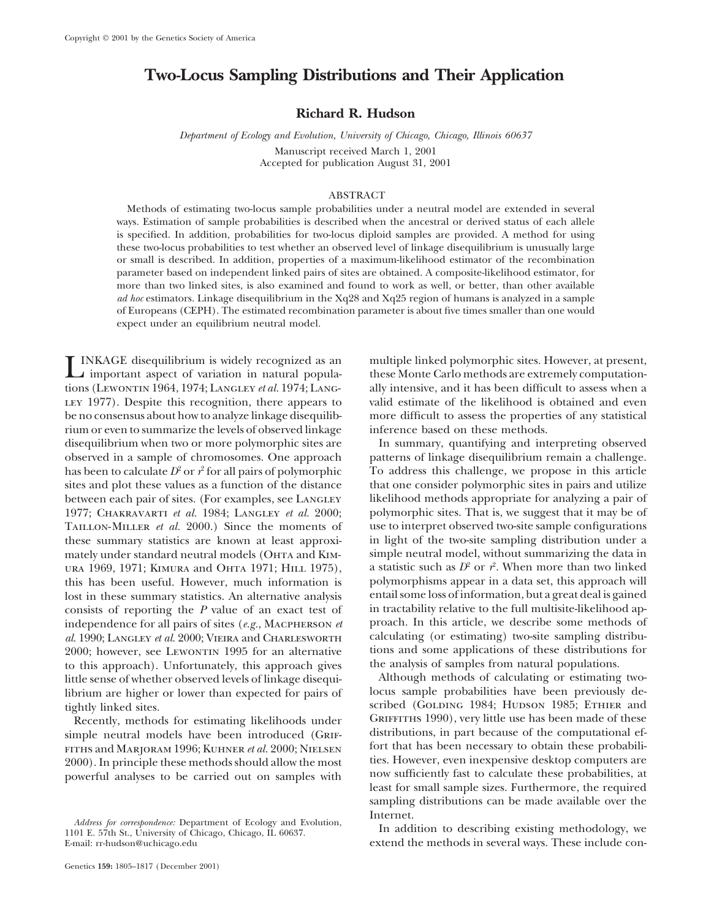# Two-Locus Sampling Distributions and Their Application

**Richard R. Hudson**

*Department of Ecology and Evolution, University of Chicago, Chicago, Illinois 60637*

Manuscript received March 1, 2001
Accepted for publication August 31, 2001

## ABSTRACT

Methods of estimating two-locus sample probabilities under a neutral model are extended in several ways. Estimation of sample probabilities is described when the ancestral or derived status of each allele is specified. In addition, probabilities for two-locus diploid samples are provided. A method for using these two-locus probabilities to test whether an observed level of linkage disequilibrium is unusually large or small is described. In addition, properties of a maximum-likelihood estimator of the recombination parameter based on independent linked pairs of sites are obtained. A composite-likelihood estimator, for more than two linked sites, is also examined and found to work as well, or better, than other available *ad hoc* estimators. Linkage disequilibrium in the Xq28 and Xq25 region of humans is analyzed in a sample of Europeans (CEPH). The estimated recombination parameter is about five times smaller than one would expect under an equilibrium neutral model.

LINKAGE disequilibrium is widely recognized as an important aspect of variation in natural populations (Lewontin 1964, 1974; Langley *et al.* 1974; Langley 1977). Despite this recognition, there appears to be no consensus about how to analyze linkage disequilibrium or even to summarize the levels of observed linkage disequilibrium when two or more polymorphic sites are observed in a sample of chromosomes. One approach has been to calculate $D^2$ or $r^2$ for all pairs of polymorphic sites and plot these values as a function of the distance between each pair of sites. (For examples, see Langley 1977; Chakravarti *et al.* 1984; Langley *et al.* 2000; Taillon-Miller *et al.* 2000.) Since the moments of these summary statistics are known at least approximately under standard neutral models (Ohta and Kimura 1969, 1971; Kimura and Ohta 1971; Hill 1975), this has been useful. However, much information is lost in these summary statistics. An alternative analysis consists of reporting the *P* value of an exact test of independence for all pairs of sites (*e.g.*, Macpherson *et al.* 1990; Langley *et al.* 2000; Vieira and Charlesworth 2000; however, see Lewontin 1995 for an alternative to this approach). Unfortunately, this approach gives little sense of whether observed levels of linkage disequilibrium are higher or lower than expected for pairs of tightly linked sites.

Recently, methods for estimating likelihoods under simple neutral models have been introduced (Griffiths and Marjoram 1996; Kuhner *et al.* 2000; Nielsen 2000). In principle these methods should allow the most powerful analyses to be carried out on samples with multiple linked polymorphic sites. However, at present, these Monte Carlo methods are extremely computationally intensive, and it has been difficult to assess when a valid estimate of the likelihood is obtained and even more difficult to assess the properties of any statistical inference based on these methods.

In summary, quantifying and interpreting observed patterns of linkage disequilibrium remain a challenge. To address this challenge, we propose in this article that one consider polymorphic sites in pairs and utilize likelihood methods appropriate for analyzing a pair of polymorphic sites. That is, we suggest that it may be of use to interpret observed two-site sample configurations in light of the two-site sampling distribution under a simple neutral model, without summarizing the data in a statistic such as $D^2$ or $r^2$. When more than two linked polymorphisms appear in a data set, this approach will entail some loss of information, but a great deal is gained in tractability relative to the full multisite-likelihood approach. In this article, we describe some methods of calculating (or estimating) two-site sampling distributions and some applications of these distributions for the analysis of samples from natural populations.

Although methods of calculating or estimating two-locus sample probabilities have been previously described (Golding 1984; Hudson 1985; Ethier and Griffiths 1990), very little use has been made of these distributions, in part because of the computational effort that has been necessary to obtain these probabilities. However, even inexpensive desktop computers are now sufficiently fast to calculate these probabilities, at least for small sample sizes. Furthermore, the required sampling distributions can be made available over the Internet.

In addition to describing existing methodology, we extend the methods in several ways. These include con-

*Address for correspondence:* Department of Ecology and Evolution, 1101 E. 57th St., University of Chicago, Chicago, IL 60637. E-mail: rr-hudson@uchicago.edu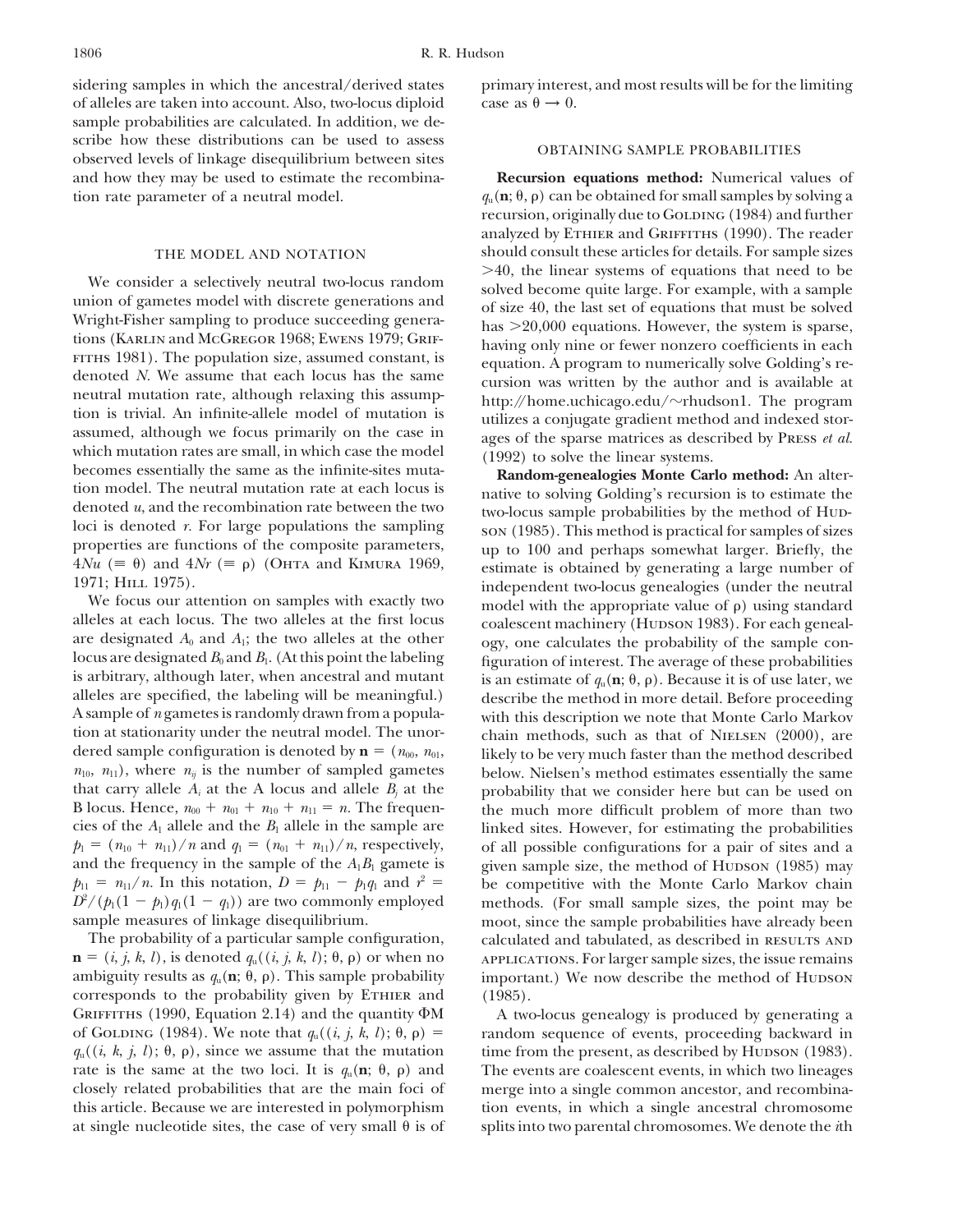sidering samples in which the ancestral/derived states of alleles are taken into account. Also, two-locus diploid sample probabilities are calculated. In addition, we describe how these distributions can be used to assess observed levels of linkage disequilibrium between sites and how they may be used to estimate the recombination rate parameter of a neutral model.

## THE MODEL AND NOTATION

We consider a selectively neutral two-locus random union of gametes model with discrete generations and Wright-Fisher sampling to produce succeeding generations (Karlin and McGregor 1968; Ewens 1979; Griffiths 1981). The population size, assumed constant, is denoted $N$. We assume that each locus has the same neutral mutation rate, although relaxing this assumption is trivial. An infinite-allele model of mutation is assumed, although we focus primarily on the case in which mutation rates are small, in which case the model becomes essentially the same as the infinite-sites mutation model. The neutral mutation rate at each locus is denoted $u$, and the recombination rate between the two loci is denoted $r$. For large populations the sampling properties are functions of the composite parameters, $4Nu$ ($\equiv \theta$) and $4Nr$ ($\equiv \rho$) (Ohta and Kimura 1969, 1971; Hill 1975).

We focus our attention on samples with exactly two alleles at each locus. The two alleles at the first locus are designated $A_0$ and $A_1$; the two alleles at the other locus are designated $B_0$ and $B_1$. (At this point the labeling is arbitrary, although later, when ancestral and mutant alleles are specified, the labeling will be meaningful.) A sample of $n$ gametes is randomly drawn from a population at stationarity under the neutral model. The unordered sample configuration is denoted by $\mathbf{n} = (n_{00}, n_{01}, n_{10}, n_{11})$, where $n_{ij}$ is the number of sampled gametes that carry allele $A_i$ at the A locus and allele $B_j$ at the B locus. Hence, $n_{00} + n_{01} + n_{10} + n_{11} = n$. The frequencies of the $A_1$ allele and the $B_1$ allele in the sample are $p_1 = (n_{10} + n_{11})/n$ and $q_1 = (n_{01} + n_{11})/n$, respectively, and the frequency in the sample of the $A_1B_1$ gamete is $p_{11} = n_{11}/n$. In this notation, $D = p_{11} - p_1q_1$ and $r^2 = D^2/(p_1(1 - p_1)q_1(1 - q_1))$ are two commonly employed sample measures of linkage disequilibrium.

The probability of a particular sample configuration, $\mathbf{n} = (i, j, k, l)$, is denoted $q_u((i, j, k, l); \theta, \rho)$ or when no ambiguity results as $q_u(\mathbf{n}; \theta, \rho)$. This sample probability corresponds to the probability given by Ethier and Griffiths (1990, Equation 2.14) and the quantity $\Phi M$ of Golding (1984). We note that $q_u((i, j, k, l); \theta, \rho) = q_u((i, k, j, l); \theta, \rho)$, since we assume that the mutation rate is the same at the two loci. It is $q_u(\mathbf{n}; \theta, \rho)$ and closely related probabilities that are the main foci of this article. Because we are interested in polymorphism at single nucleotide sites, the case of very small $\theta$ is of primary interest, and most results will be for the limiting case as $\theta \rightarrow 0$.

## OBTAINING SAMPLE PROBABILITIES

**Recursion equations method:** Numerical values of $q_u(\mathbf{n}; \theta, \rho)$ can be obtained for small samples by solving a recursion, originally due to Golding (1984) and further analyzed by Ethier and Griffiths (1990). The reader should consult these articles for details. For sample sizes >40, the linear systems of equations that need to be solved become quite large. For example, with a sample of size 40, the last set of equations that must be solved has >20,000 equations. However, the system is sparse, having only nine or fewer nonzero coefficients in each equation. A program to numerically solve Golding's recursion was written by the author and is available at http://home.uchicago.edu/~rhudson1. The program utilizes a conjugate gradient method and indexed storages of the sparse matrices as described by Press *et al.* (1992) to solve the linear systems.

**Random-genealogies Monte Carlo method:** An alternative to solving Golding's recursion is to estimate the two-locus sample probabilities by the method of Hudson (1985). This method is practical for samples of sizes up to 100 and perhaps somewhat larger. Briefly, the estimate is obtained by generating a large number of independent two-locus genealogies (under the neutral model with the appropriate value of $\rho$) using standard coalescent machinery (Hudson 1983). For each genealogy, one calculates the probability of the sample configuration of interest. The average of these probabilities is an estimate of $q_u(\mathbf{n}; \theta, \rho)$. Because it is of use later, we describe the method in more detail. Before proceeding with this description we note that Monte Carlo Markov chain methods, such as that of Nielsen (2000), are likely to be very much faster than the method described below. Nielsen's method estimates essentially the same probability that we consider here but can be used on the much more difficult problem of more than two linked sites. However, for estimating the probabilities of all possible configurations for a pair of sites and a given sample size, the method of Hudson (1985) may be competitive with the Monte Carlo Markov chain methods. (For small sample sizes, the point may be moot, since the sample probabilities have already been calculated and tabulated, as described in RESULTS AND APPLICATIONS. For larger sample sizes, the issue remains important.) We now describe the method of Hudson (1985).

A two-locus genealogy is produced by generating a random sequence of events, proceeding backward in time from the present, as described by Hudson (1983). The events are coalescent events, in which two lineages merge into a single common ancestor, and recombination events, in which a single ancestral chromosome splits into two parental chromosomes. We denote the $i$th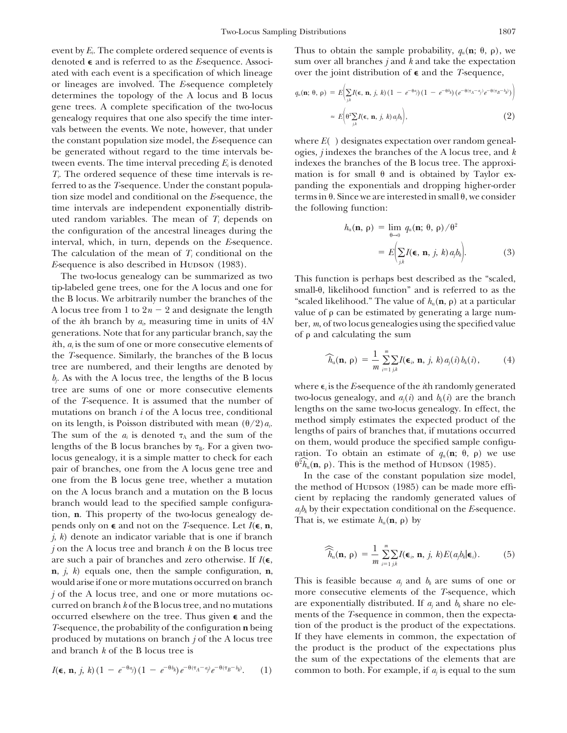event by $E_i$. The complete ordered sequence of events is denoted $\boldsymbol{\epsilon}$ and is referred to as the *E*-sequence. Associated with each event is a specification of which lineage or lineages are involved. The *E*-sequence completely determines the topology of the A locus and B locus gene trees. A complete specification of the two-locus genealogy requires that one also specify the time intervals between the events. We note, however, that under the constant population size model, the *E*-sequence can be generated without regard to the time intervals between events. The time interval preceding $E_i$ is denoted $T_i$. The ordered sequence of these time intervals is referred to as the *T*-sequence. Under the constant population size model and conditional on the *E*-sequence, the time intervals are independent exponentially distributed random variables. The mean of $T_i$ depends on the configuration of the ancestral lineages during the interval, which, in turn, depends on the *E*-sequence. The calculation of the mean of $T_i$ conditional on the *E*-sequence is also described in Hudson (1983).

The two-locus genealogy can be summarized as two tip-labeled gene trees, one for the A locus and one for the B locus. We arbitrarily number the branches of the A locus tree from 1 to $2n - 2$ and designate the length of the $i$th branch by $a_i$, measuring time in units of $4N$ generations. Note that for any particular branch, say the $i$th, $a_i$ is the sum of one or more consecutive elements of the *T*-sequence. Similarly, the branches of the B locus tree are numbered, and their lengths are denoted by $b_j$. As with the A locus tree, the lengths of the B locus tree are sums of one or more consecutive elements of the *T*-sequence. It is assumed that the number of mutations on branch $i$ of the A locus tree, conditional on its length, is Poisson distributed with mean $(\theta/2)a_i$. The sum of the $a_i$ is denoted $\tau_A$ and the sum of the lengths of the B locus branches by $\tau_B$. For a given two-locus genealogy, it is a simple matter to check for each pair of branches, one from the A locus gene tree and one from the B locus gene tree, whether a mutation on the A locus branch and a mutation on the B locus branch would lead to the specified sample configuration, $\mathbf{n}$. This property of the two-locus genealogy depends only on $\boldsymbol{\epsilon}$ and not on the *T*-sequence. Let $I(\boldsymbol{\epsilon}, \mathbf{n}, j, k)$ denote an indicator variable that is one if branch $j$ on the A locus tree and branch $k$ on the B locus tree are such a pair of branches and zero otherwise. If $I(\boldsymbol{\epsilon}, \mathbf{n}, j, k)$ equals one, then the sample configuration, $\mathbf{n}$, would arise if one or more mutations occurred on branch $j$ of the A locus tree, and one or more mutations occurred on branch $k$ of the B locus tree, and no mutations occurred elsewhere on the tree. Thus given $\boldsymbol{\epsilon}$ and the *T*-sequence, the probability of the configuration $\mathbf{n}$ being produced by mutations on branch $j$ of the A locus tree and branch $k$ of the B locus tree is

$$I(\boldsymbol{\epsilon}, \mathbf{n}, j, k)(1 - e^{-\theta a_j})(1 - e^{-\theta b_k})e^{-\theta(\tau_A - a_j)}e^{-\theta(\tau_B - b_k)}. \tag{1}$$

Thus to obtain the sample probability, $q_u(\mathbf{n}; \theta, \rho)$, we sum over all branches $j$ and $k$ and take the expectation over the joint distribution of $\boldsymbol{\epsilon}$ and the *T*-sequence,

$$\begin{aligned} q_u(\mathbf{n}; \theta, \rho) &= E\left(\sum_{j,k} I(\boldsymbol{\epsilon}, \mathbf{n}, j, k)(1 - e^{-\theta a_j})(1 - e^{-\theta b_k})(e^{-\theta(\tau_A - a_j)}e^{-\theta(\tau_B - b_k)})\right) \\ &\approx E\left(\theta^2 \sum_{j,k} I(\boldsymbol{\epsilon}, \mathbf{n}, j, k)a_j b_k\right), \end{aligned} \tag{2}$$

where $E(\ )$ designates expectation over random genealogies, $j$ indexes the branches of the A locus tree, and $k$ indexes the branches of the B locus tree. The approximation is for small $\theta$ and is obtained by Taylor expanding the exponentials and dropping higher-order terms in $\theta$. Since we are interested in small $\theta$, we consider the following function:

$$\begin{aligned} h_u(\mathbf{n}, \rho) &= \lim_{\theta \to 0} q_u(\mathbf{n}; \theta, \rho)/\theta^2 \\ &= E\left(\sum_{j,k} I(\boldsymbol{\epsilon}, \mathbf{n}, j, k)a_j b_k\right). \end{aligned} \tag{3}$$

This function is perhaps best described as the "scaled, small-$\theta$, likelihood function" and is referred to as the "scaled likelihood." The value of $h_u(\mathbf{n}, \rho)$ at a particular value of $\rho$ can be estimated by generating a large number, $m$, of two locus genealogies using the specified value of $\rho$ and calculating the sum

$$\widehat{h}_u(\mathbf{n}, \rho) = \frac{1}{m}\sum_{i=1}^{m}\sum_{j,k} I(\boldsymbol{\epsilon}_i, \mathbf{n}, j, k)a_j(i)b_k(i), \tag{4}$$

where $\boldsymbol{\epsilon}_i$ is the *E*-sequence of the $i$th randomly generated two-locus genealogy, and $a_j(i)$ and $b_k(i)$ are the branch lengths on the same two-locus genealogy. In effect, the method simply estimates the expected product of the lengths of pairs of branches that, if mutations occurred on them, would produce the specified sample configuration. To obtain an estimate of $q_u(\mathbf{n}; \theta, \rho)$ we use $\theta^2\widehat{h}_u(\mathbf{n}, \rho)$. This is the method of Hudson (1985).

In the case of the constant population size model, the method of Hudson (1985) can be made more efficient by replacing the randomly generated values of $a_j b_k$ by their expectation conditional on the *E*-sequence. That is, we estimate $h_u(\mathbf{n}, \rho)$ by

$$\widehat{\widehat{h}}_u(\mathbf{n}, \rho) = \frac{1}{m}\sum_{i=1}^{m}\sum_{j,k} I(\boldsymbol{\epsilon}_i, \mathbf{n}, j, k)E(a_j b_k|\boldsymbol{\epsilon}_i). \tag{5}$$

This is feasible because $a_j$ and $b_k$ are sums of one or more consecutive elements of the *T*-sequence, which are exponentially distributed. If $a_j$ and $b_k$ share no elements of the *T*-sequence in common, then the expectation of the product is the product of the expectations. If they have elements in common, the expectation of the product is the product of the expectations plus the sum of the expectations of the elements that are common to both. For example, if $a_j$ is equal to the sum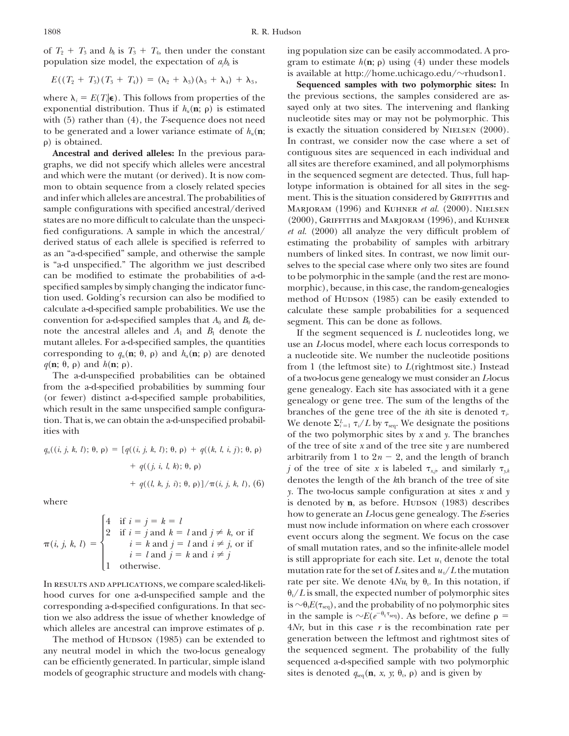of $T_2 + T_3$ and $b_k$ is $T_3 + T_4$, then under the constant population size model, the expectation of $a_j b_k$ is

$$E((T_2 + T_3)(T_3 + T_4)) = (\lambda_2 + \lambda_3)(\lambda_3 + \lambda_4) + \lambda_3,$$

where $\lambda_i = E(T_i|\boldsymbol{\epsilon})$. This follows from properties of the exponential distribution. Thus if $h_u(\mathbf{n}; \rho)$ is estimated with (5) rather than (4), the *T*-sequence does not need to be generated and a lower variance estimate of $h_u(\mathbf{n}; \rho)$ is obtained.

**Ancestral and derived alleles:** In the previous paragraphs, we did not specify which alleles were ancestral and which were the mutant (or derived). It is now common to obtain sequence from a closely related species and infer which alleles are ancestral. The probabilities of sample configurations with specified ancestral/derived states are no more difficult to calculate than the unspecified configurations. A sample in which the ancestral/derived status of each allele is specified is referred to as an "a-d-specified" sample, and otherwise the sample is "a-d unspecified." The algorithm we just described can be modified to estimate the probabilities of a-d-specified samples by simply changing the indicator function used. Golding's recursion can also be modified to calculate a-d-specified sample probabilities. We use the convention for a-d-specified samples that $A_0$ and $B_0$ denote the ancestral alleles and $A_1$ and $B_1$ denote the mutant alleles. For a-d-specified samples, the quantities corresponding to $q_u(\mathbf{n}; \theta, \rho)$ and $h_u(\mathbf{n}; \rho)$ are denoted $q(\mathbf{n}; \theta, \rho)$ and $h(\mathbf{n}; \rho)$.

The a-d-unspecified probabilities can be obtained from the a-d-specified probabilities by summing four (or fewer) distinct a-d-specified sample probabilities, which result in the same unspecified sample configuration. That is, we can obtain the a-d-unspecified probabilities with

$$q_u((i, j, k, l); \theta, \rho) = [q((i, j, k, l); \theta, \rho) + q((k, l, i, j); \theta, \rho) + q((j, i, l, k); \theta, \rho) + q((l, k, j, i); \theta, \rho)]/\pi(i, j, k, l), \quad (6)$$

where

$$\pi(i, j, k, l) = \begin{cases} 4 & \text{if } i = j = k = l \\ 2 & \text{if } i = j \text{ and } k = l \text{ and } j \neq k, \text{ or if } \\ & \quad i = k \text{ and } j = l \text{ and } i \neq j, \text{ or if } \\ & \quad i = l \text{ and } j = k \text{ and } i \neq j \\ 1 & \text{otherwise.} \end{cases}$$

In RESULTS AND APPLICATIONS, we compare scaled-likelihood curves for one a-d-unspecified sample and the corresponding a-d-specified configurations. In that section we also address the issue of whether knowledge of which alleles are ancestral can improve estimates of $\rho$.

The method of Hudson (1985) can be extended to any neutral model in which the two-locus genealogy can be efficiently generated. In particular, simple island models of geographic structure and models with changing population size can be easily accommodated. A program to estimate $h(\mathbf{n}; \rho)$ using (4) under these models is available at http://home.uchicago.edu/~rhudson1.

**Sequenced samples with two polymorphic sites:** In the previous sections, the samples considered are assayed only at two sites. The intervening and flanking nucleotide sites may or may not be polymorphic. This is exactly the situation considered by Nielsen (2000). In contrast, we consider now the case where a set of contiguous sites are sequenced in each individual and all sites are therefore examined, and all polymorphisms in the sequenced segment are detected. Thus, full haplotype information is obtained for all sites in the segment. This is the situation considered by Griffiths and Marjoram (1996) and Kuhner *et al.* (2000). Nielsen (2000), Griffiths and Marjoram (1996), and Kuhner *et al.* (2000) all analyze the very difficult problem of estimating the probability of samples with arbitrary numbers of linked sites. In contrast, we now limit ourselves to the special case where only two sites are found to be polymorphic in the sample (and the rest are monomorphic), because, in this case, the random-genealogies method of Hudson (1985) can be easily extended to calculate these sample probabilities for a sequenced segment. This can be done as follows.

If the segment sequenced is $L$ nucleotides long, we use an $L$-locus model, where each locus corresponds to a nucleotide site. We number the nucleotide positions from 1 (the leftmost site) to $L$(rightmost site.) Instead of a two-locus gene genealogy we must consider an $L$-locus gene genealogy. Each site has associated with it a gene genealogy or gene tree. The sum of the lengths of the branches of the gene tree of the $i$th site is denoted $\tau_i$. We denote $\Sigma_{i=1}^{L} \tau_i/L$ by $\tau_{\text{seq}}$. We designate the positions of the two polymorphic sites by $x$ and $y$. The branches of the tree of site $x$ and of the tree site $y$ are numbered arbitrarily from 1 to $2n - 2$, and the length of branch $j$ of the tree of site $x$ is labeled $\tau_{x,j}$, and similarly $\tau_{y,k}$ denotes the length of the $k$th branch of the tree of site $y$. The two-locus sample configuration at sites $x$ and $y$ is denoted by $\mathbf{n}$, as before. Hudson (1983) describes how to generate an $L$-locus gene genealogy. The *E*-series must now include information on where each crossover event occurs along the segment. We focus on the case of small mutation rates, and so the infinite-allele model is still appropriate for each site. Let $u_t$ denote the total mutation rate for the set of $L$ sites and $u_t/L$ the mutation rate per site. We denote $4Nu_t$ by $\theta_t$. In this notation, if $\theta_t/L$ is small, the expected number of polymorphic sites is $\sim\theta_t E(\tau_{\text{seq}})$, and the probability of no polymorphic sites in the sample is $\sim E(e^{-\theta_t \tau_{\text{seq}}})$. As before, we define $\rho = 4Nr$, but in this case $r$ is the recombination rate per generation between the leftmost and rightmost sites of the sequenced segment. The probability of the fully sequenced a-d-specified sample with two polymorphic sites is denoted $q_{\text{seq}}(\mathbf{n}, x, y; \theta_t, \rho)$ and is given by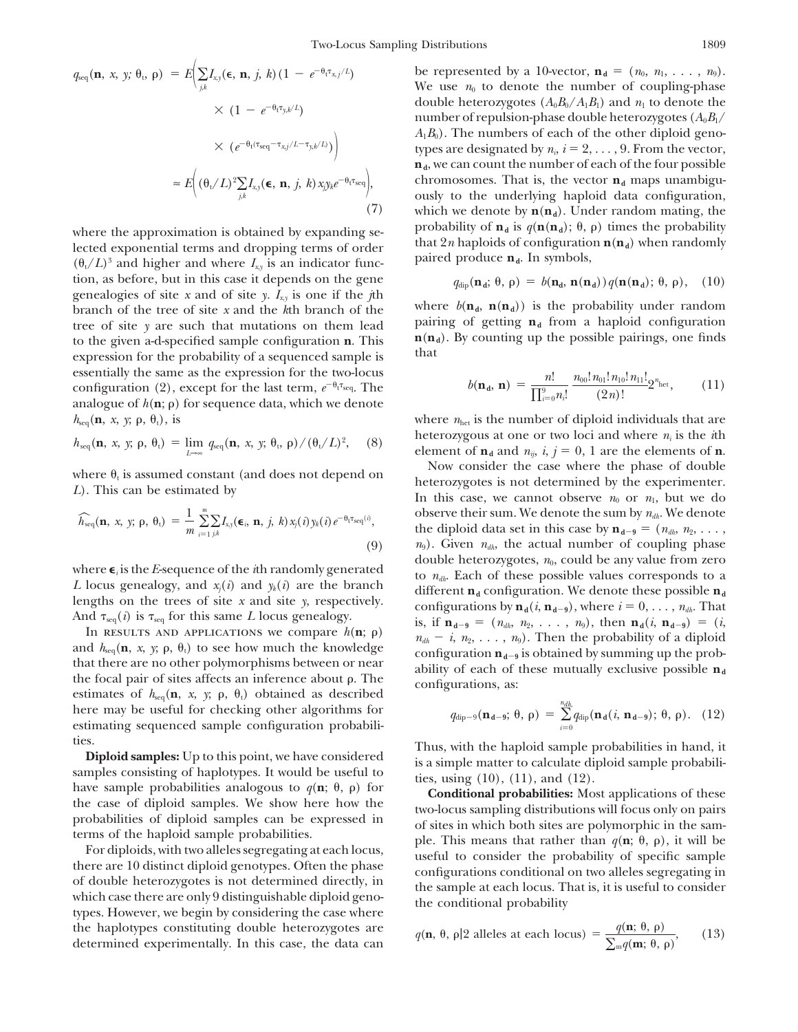$$q_{\text{seq}}(\mathbf{n}, x, y; \theta_t, \rho) = E\Bigg(\sum_{j,k} I_{x,y}(\boldsymbol{\epsilon}, \mathbf{n}, j, k)(1 - e^{-\theta_t \tau_{x,j}/L}) \times (1 - e^{-\theta_t \tau_{y,k}/L}) \times (e^{-\theta_t(\tau_{\text{seq}} - \tau_{x,j}/L - \tau_{y,k}/L)})\Bigg)$$

$$\approx E\Bigg((\theta_t/L)^2 \sum_{j,k} I_{x,y}(\boldsymbol{\epsilon}, \mathbf{n}, j, k) x_j y_k e^{-\theta_t \tau_{\text{seq}}}\Bigg), \tag{7}$$

where the approximation is obtained by expanding selected exponential terms and dropping terms of order $(\theta_t/L)^3$ and higher and where $I_{x,y}$ is an indicator function, as before, but in this case it depends on the gene genealogies of site $x$ and of site $y$. $I_{x,y}$ is one if the $j$th branch of the tree of site $x$ and the $k$th branch of the tree of site $y$ are such that mutations on them lead to the given a-d-specified sample configuration $\mathbf{n}$. This expression for the probability of a sequenced sample is essentially the same as the expression for the two-locus configuration (2), except for the last term, $e^{-\theta_t \tau_{\text{seq}}}$. The analogue of $h(\mathbf{n}; \rho)$ for sequence data, which we denote $h_{\text{seq}}(\mathbf{n}, x, y; \rho, \theta_t)$, is

$$h_{\text{seq}}(\mathbf{n}, x, y; \rho, \theta_t) = \lim_{L \to \infty} q_{\text{seq}}(\mathbf{n}, x, y; \theta_t, \rho)/(\theta_t/L)^2, \tag{8}$$

where $\theta_t$ is assumed constant (and does not depend on $L$). This can be estimated by

$$\widehat{h_{\text{seq}}}(\mathbf{n}, x, y; \rho, \theta_t) = \frac{1}{m} \sum_{i=1}^{m} \sum_{j,k} I_{x,y}(\boldsymbol{\epsilon}_i, \mathbf{n}, j, k) x_j(i) y_k(i) e^{-\theta_t \tau_{\text{seq}}(i)}, \tag{9}$$

where $\boldsymbol{\epsilon}_i$ is the $E$-sequence of the $i$th randomly generated $L$ locus genealogy, and $x_j(i)$ and $y_k(i)$ are the branch lengths on the trees of site $x$ and site $y$, respectively. And $\tau_{\text{seq}}(i)$ is $\tau_{\text{seq}}$ for this same $L$ locus genealogy.

In RESULTS AND APPLICATIONS we compare $h(\mathbf{n}; \rho)$ and $h_{\text{seq}}(\mathbf{n}, x, y; \rho, \theta_t)$ to see how much the knowledge that there are no other polymorphisms between or near the focal pair of sites affects an inference about $\rho$. The estimates of $h_{\text{seq}}(\mathbf{n}, x, y; \rho, \theta_t)$ obtained as described here may be useful for checking other algorithms for estimating sequenced sample configuration probabilities.

**Diploid samples:** Up to this point, we have considered samples consisting of haplotypes. It would be useful to have sample probabilities analogous to $q(\mathbf{n}; \theta, \rho)$ for the case of diploid samples. We show here how the probabilities of diploid samples can be expressed in terms of the haploid sample probabilities.

For diploids, with two alleles segregating at each locus, there are 10 distinct diploid genotypes. Often the phase of double heterozygotes is not determined directly, in which case there are only 9 distinguishable diploid genotypes. However, we begin by considering the case where the haplotypes constituting double heterozygotes are determined experimentally. In this case, the data can be represented by a 10-vector, $\mathbf{n_d} = (n_0, n_1, \ldots, n_9)$. We use $n_0$ to denote the number of coupling-phase double heterozygotes ($A_0B_0/A_1B_1$) and $n_1$ to denote the number of repulsion-phase double heterozygotes ($A_0B_1/A_1B_0$). The numbers of each of the other diploid genotypes are designated by $n_i$, $i = 2, \ldots, 9$. From the vector, $\mathbf{n_d}$, we can count the number of each of the four possible chromosomes. That is, the vector $\mathbf{n_d}$ maps unambiguously to the underlying haploid data configuration, which we denote by $\mathbf{n}(\mathbf{n_d})$. Under random mating, the probability of $\mathbf{n_d}$ is $q(\mathbf{n}(\mathbf{n_d}); \theta, \rho)$ times the probability that $2n$ haploids of configuration $\mathbf{n}(\mathbf{n_d})$ when randomly paired produce $\mathbf{n_d}$. In symbols,

$$q_{\text{dip}}(\mathbf{n_d}; \theta, \rho) = b(\mathbf{n_d}, \mathbf{n}(\mathbf{n_d}))\, q(\mathbf{n}(\mathbf{n_d}); \theta, \rho), \tag{10}$$

where $b(\mathbf{n_d}, \mathbf{n}(\mathbf{n_d}))$ is the probability under random pairing of getting $\mathbf{n_d}$ from a haploid configuration $\mathbf{n}(\mathbf{n_d})$. By counting up the possible pairings, one finds that

$$b(\mathbf{n_d}, \mathbf{n}) = \frac{n!}{\prod_{i=0}^{9} n_i!} \frac{n_{00}!\, n_{01}!\, n_{10}!\, n_{11}!}{(2n)!} 2^{n_{\text{het}}}, \tag{11}$$

where $n_{\text{het}}$ is the number of diploid individuals that are heterozygous at one or two loci and where $n_i$ is the $i$th element of $\mathbf{n_d}$ and $n_{ij}$, $i, j = 0, 1$ are the elements of $\mathbf{n}$.

Now consider the case where the phase of double heterozygotes is not determined by the experimenter. In this case, we cannot observe $n_0$ or $n_1$, but we do observe their sum. We denote the sum by $n_{dh}$. We denote the diploid data set in this case by $\mathbf{n_{d-9}} = (n_{dh}, n_2, \ldots, n_9)$. Given $n_{dh}$, the actual number of coupling phase double heterozygotes, $n_0$, could be any value from zero to $n_{dh}$. Each of these possible values corresponds to a different $\mathbf{n_d}$ configuration. We denote these possible $\mathbf{n_d}$ configurations by $\mathbf{n_d}(i, \mathbf{n_{d-9}})$, where $i = 0, \ldots, n_{dh}$. That is, if $\mathbf{n_{d-9}} = (n_{dh}, n_2, \ldots, n_9)$, then $\mathbf{n_d}(i, \mathbf{n_{d-9}}) = (i, n_{dh} - i, n_2, \ldots, n_9)$. Then the probability of a diploid configuration $\mathbf{n_{d-9}}$ is obtained by summing up the probability of each of these mutually exclusive possible $\mathbf{n_d}$ configurations, as:

$$q_{\text{dip}-9}(\mathbf{n_{d-9}}; \theta, \rho) = \sum_{i=0}^{n_{dh}} q_{\text{dip}}(\mathbf{n_d}(i, \mathbf{n_{d-9}}); \theta, \rho). \tag{12}$$

Thus, with the haploid sample probabilities in hand, it is a simple matter to calculate diploid sample probabilities, using (10), (11), and (12).

**Conditional probabilities:** Most applications of these two-locus sampling distributions will focus only on pairs of sites in which both sites are polymorphic in the sample. This means that rather than $q(\mathbf{n}; \theta, \rho)$, it will be useful to consider the probability of specific sample configurations conditional on two alleles segregating in the sample at each locus. That is, it is useful to consider the conditional probability

$$q(\mathbf{n}, \theta, \rho | 2 \text{ alleles at each locus}) = \frac{q(\mathbf{n}; \theta, \rho)}{\sum_{\mathbf{m}} q(\mathbf{m}; \theta, \rho)}, \tag{13}$$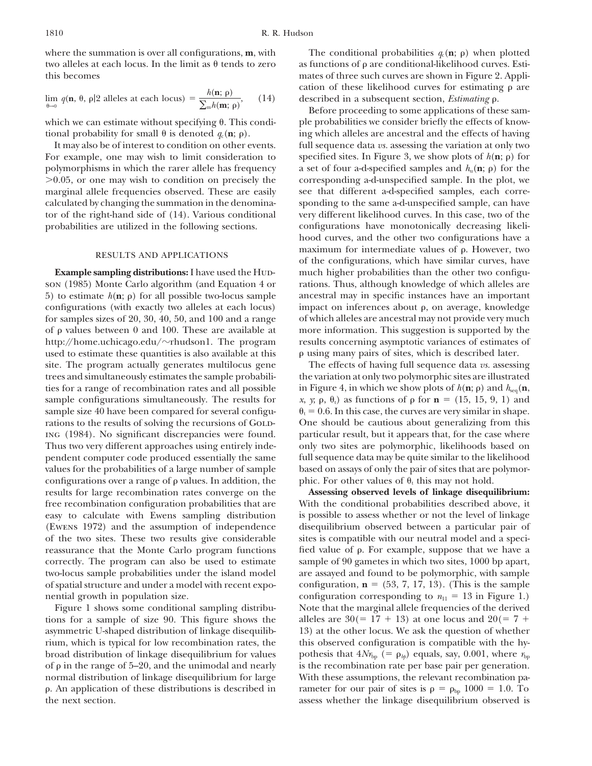where the summation is over all configurations, **m**, with two alleles at each locus. In the limit as $\theta$ tends to zero this becomes

$$\lim_{\theta \to 0} q(\mathbf{n}, \theta, \rho | 2 \text{ alleles at each locus}) = \frac{h(\mathbf{n}; \rho)}{\sum_{\mathbf{m}} h(\mathbf{m}; \rho)}, \quad (14)$$

which we can estimate without specifying $\theta$. This conditional probability for small $\theta$ is denoted $q_c(\mathbf{n}; \rho)$.

It may also be of interest to condition on other events. For example, one may wish to limit consideration to polymorphisms in which the rarer allele has frequency $>0.05$, or one may wish to condition on precisely the marginal allele frequencies observed. These are easily calculated by changing the summation in the denominator of the right-hand side of (14). Various conditional probabilities are utilized in the following sections.

## RESULTS AND APPLICATIONS

**Example sampling distributions:** I have used the Hudson (1985) Monte Carlo algorithm (and Equation 4 or 5) to estimate $h(\mathbf{n}; \rho)$ for all possible two-locus sample configurations (with exactly two alleles at each locus) for samples sizes of 20, 30, 40, 50, and 100 and a range of $\rho$ values between 0 and 100. These are available at http://home.uchicago.edu/~rhudson1. The program used to estimate these quantities is also available at this site. The program actually generates multilocus gene trees and simultaneously estimates the sample probabilities for a range of recombination rates and all possible sample configurations simultaneously. The results for sample size 40 have been compared for several configurations to the results of solving the recursions of Golding (1984). No significant discrepancies were found. Thus two very different approaches using entirely independent computer code produced essentially the same values for the probabilities of a large number of sample configurations over a range of $\rho$ values. In addition, the results for large recombination rates converge on the free recombination configuration probabilities that are easy to calculate with Ewens sampling distribution (Ewens 1972) and the assumption of independence of the two sites. These two results give considerable reassurance that the Monte Carlo program functions correctly. The program can also be used to estimate two-locus sample probabilities under the island model of spatial structure and under a model with recent exponential growth in population size.

Figure 1 shows some conditional sampling distributions for a sample of size 90. This figure shows the asymmetric U-shaped distribution of linkage disequilibrium, which is typical for low recombination rates, the broad distribution of linkage disequilibrium for values of $\rho$ in the range of 5–20, and the unimodal and nearly normal distribution of linkage disequilibrium for large $\rho$. An application of these distributions is described in the next section.

The conditional probabilities $q_c(\mathbf{n}; \rho)$ when plotted as functions of $\rho$ are conditional-likelihood curves. Estimates of three such curves are shown in Figure 2. Application of these likelihood curves for estimating $\rho$ are described in a subsequent section, *Estimating* $\rho$.

Before proceeding to some applications of these sample probabilities we consider briefly the effects of knowing which alleles are ancestral and the effects of having full sequence data *vs.* assessing the variation at only two specified sites. In Figure 3, we show plots of $h(\mathbf{n}; \rho)$ for a set of four a-d-specified samples and $h_u(\mathbf{n}; \rho)$ for the corresponding a-d-unspecified sample. In the plot, we see that different a-d-specified samples, each corresponding to the same a-d-unspecified sample, can have very different likelihood curves. In this case, two of the configurations have monotonically decreasing likelihood curves, and the other two configurations have a maximum for intermediate values of $\rho$. However, two of the configurations, which have similar curves, have much higher probabilities than the other two configurations. Thus, although knowledge of which alleles are ancestral may in specific instances have an important impact on inferences about $\rho$, on average, knowledge of which alleles are ancestral may not provide very much more information. This suggestion is supported by the results concerning asymptotic variances of estimates of $\rho$ using many pairs of sites, which is described later.

The effects of having full sequence data *vs.* assessing the variation at only two polymorphic sites are illustrated in Figure 4, in which we show plots of $h(\mathbf{n}; \rho)$ and $h_{\text{seq}}(\mathbf{n}, x, y; \rho, \theta_t)$ as functions of $\rho$ for $\mathbf{n} = (15, 15, 9, 1)$ and $\theta_t = 0.6$. In this case, the curves are very similar in shape. One should be cautious about generalizing from this particular result, but it appears that, for the case where only two sites are polymorphic, likelihoods based on full sequence data may be quite similar to the likelihood based on assays of only the pair of sites that are polymorphic. For other values of $\theta_t$ this may not hold.

**Assessing observed levels of linkage disequilibrium:** With the conditional probabilities described above, it is possible to assess whether or not the level of linkage disequilibrium observed between a particular pair of sites is compatible with our neutral model and a specified value of $\rho$. For example, suppose that we have a sample of 90 gametes in which two sites, 1000 bp apart, are assayed and found to be polymorphic, with sample configuration, $\mathbf{n} = (53, 7, 17, 13)$. (This is the sample configuration corresponding to $n_{11} = 13$ in Figure 1.) Note that the marginal allele frequencies of the derived alleles are $30 (= 17 + 13)$ at one locus and $20 (= 7 + 13)$ at the other locus. We ask the question of whether this observed configuration is compatible with the hypothesis that $4Nr_{\text{bp}}$ $(= \rho_{bp})$ equals, say, 0.001, where $r_{\text{bp}}$ is the recombination rate per base pair per generation. With these assumptions, the relevant recombination parameter for our pair of sites is $\rho = \rho_{\text{bp}}\ 1000 = 1.0$. To assess whether the linkage disequilibrium observed is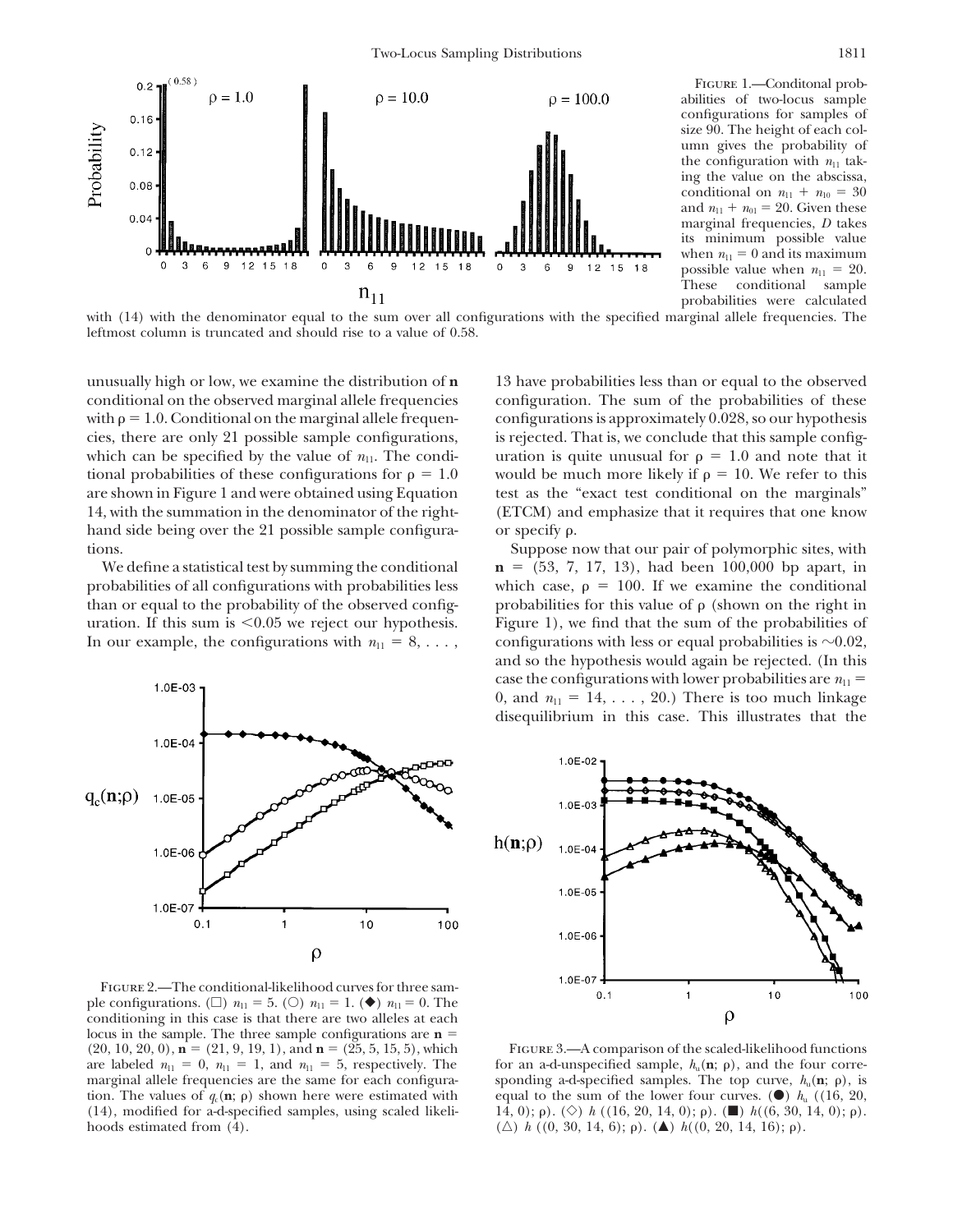Probability

(0.58)

ρ = 1.0

ρ = 10.0

ρ = 100.0

0.2

0.16

0.12

0.08

0.04

0

0 3 6 9 12 15 18

0 3 6 9 12 15 18

0 3 6 9 12 15 18

$n_{11}$

Figure 1.—Conditonal probabilities of two-locus sample configurations for samples of size 90. The height of each column gives the probability of the configuration with $n_{11}$ taking the value on the abscissa, conditional on $n_{11} + n_{10} = 30$ and $n_{11} + n_{01} = 20$. Given these marginal frequencies, $D$ takes its minimum possible value when $n_{11} = 0$ and its maximum possible value when $n_{11} = 20$. These conditional sample probabilities were calculated with (14) with the denominator equal to the sum over all configurations with the specified marginal allele frequencies. The leftmost column is truncated and should rise to a value of 0.58.

unusually high or low, we examine the distribution of **n** conditional on the observed marginal allele frequencies with $\rho = 1.0$. Conditional on the marginal allele frequencies, there are only 21 possible sample configurations, which can be specified by the value of $n_{11}$. The conditional probabilities of these configurations for $\rho = 1.0$ are shown in Figure 1 and were obtained using Equation 14, with the summation in the denominator of the right-hand side being over the 21 possible sample configurations.

We define a statistical test by summing the conditional probabilities of all configurations with probabilities less than or equal to the probability of the observed configuration. If this sum is $<0.05$ we reject our hypothesis. In our example, the configurations with $n_{11} = 8, \ldots,$ 13 have probabilities less than or equal to the observed configuration. The sum of the probabilities of these configurations is approximately 0.028, so our hypothesis is rejected. That is, we conclude that this sample configuration is quite unusual for $\rho = 1.0$ and note that it would be much more likely if $\rho = 10$. We refer to this test as the "exact test conditional on the marginals" (ETCM) and emphasize that it requires that one know or specify $\rho$.

Suppose now that our pair of polymorphic sites, with $\mathbf{n} = (53, 7, 17, 13)$, had been 100,000 bp apart, in which case, $\rho = 100$. If we examine the conditional probabilities for this value of $\rho$ (shown on the right in Figure 1), we find that the sum of the probabilities of configurations with less or equal probabilities is $\sim$0.02, and so the hypothesis would again be rejected. (In this case the configurations with lower probabilities are $n_{11} = 0$, and $n_{11} = 14, \ldots, 20$.) There is too much linkage disequilibrium in this case. This illustrates that the

$q_c(\mathbf{n};\rho)$

1.0E-03

1.0E-04

1.0E-05

1.0E-06

1.0E-07

0.1

1

10

100

ρ

Figure 2.—The conditional-likelihood curves for three sample configurations. (□) $n_{11} = 5$. (○) $n_{11} = 1$. (◆) $n_{11} = 0$. The conditioning in this case is that there are two alleles at each locus in the sample. The three sample configurations are $\mathbf{n} = (20, 10, 20, 0)$, $\mathbf{n} = (21, 9, 19, 1)$, and $\mathbf{n} = (25, 5, 15, 5)$, which are labeled $n_{11} = 0$, $n_{11} = 1$, and $n_{11} = 5$, respectively. The marginal allele frequencies are the same for each configuration. The values of $q_c(\mathbf{n}; \rho)$ shown here were estimated with (14), modified for a-d-specified samples, using scaled likelihoods estimated from (4).

$h(\mathbf{n};\rho)$

1.0E-02

1.0E-03

1.0E-04

1.0E-05

1.0E-06

1.0E-07

0.1

1

10

100

ρ

Figure 3.—A comparison of the scaled-likelihood functions for an a-d-unspecified sample, $h_u(\mathbf{n}; \rho)$, and the four corresponding a-d-specified samples. The top curve, $h_u(\mathbf{n}; \rho)$, is equal to the sum of the lower four curves. (●) $h_u$ ((16, 20, 14, 0); $\rho$). (◇) $h$ ((16, 20, 14, 0); $\rho$). (■) $h$((6, 30, 14, 0); $\rho$). (△) $h$ ((0, 30, 14, 6); $\rho$). (▲) $h$((0, 20, 14, 16); $\rho$).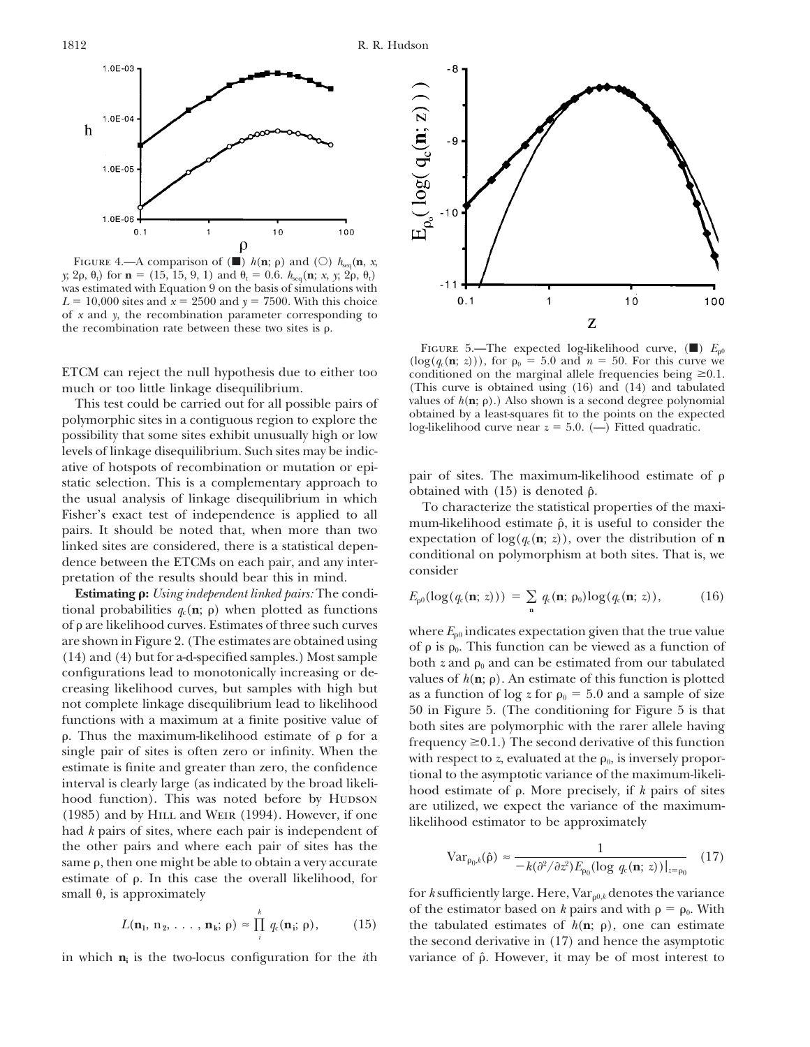1.0E-03

1.0E-04

h

1.0E-05

1.0E-06

0.1 1 10 100

ρ

Figure 4.—A comparison of (■) $h(\mathbf{n}; \rho)$ and (○) $h_{seq}(\mathbf{n}, x, y; 2\rho, \theta_t)$ for $\mathbf{n} = (15, 15, 9, 1)$ and $\theta_t = 0.6$. $h_{seq}(\mathbf{n}; x, y; 2\rho, \theta_t)$ was estimated with Equation 9 on the basis of simulations with $L = 10{,}000$ sites and $x = 2500$ and $y = 7500$. With this choice of $x$ and $y$, the recombination parameter corresponding to the recombination rate between these two sites is $\rho$.

ETCM can reject the null hypothesis due to either too much or too little linkage disequilibrium.

This test could be carried out for all possible pairs of polymorphic sites in a contiguous region to explore the possibility that some sites exhibit unusually high or low levels of linkage disequilibrium. Such sites may be indicative of hotspots of recombination or mutation or epistatic selection. This is a complementary approach to the usual analysis of linkage disequilibrium in which Fisher's exact test of independence is applied to all pairs. It should be noted that, when more than two linked sites are considered, there is a statistical dependence between the ETCMs on each pair, and any interpretation of the results should bear this in mind.

**Estimating ρ:** *Using independent linked pairs:* The conditional probabilities $q_c(\mathbf{n}; \rho)$ when plotted as functions of $\rho$ are likelihood curves. Estimates of three such curves are shown in Figure 2. (The estimates are obtained using (14) and (4) but for a-d-specified samples.) Most sample configurations lead to monotonically increasing or decreasing likelihood curves, but samples with high but not complete linkage disequilibrium lead to likelihood functions with a maximum at a finite positive value of $\rho$. Thus the maximum-likelihood estimate of $\rho$ for a single pair of sites is often zero or infinity. When the estimate is finite and greater than zero, the confidence interval is clearly large (as indicated by the broad likelihood function). This was noted before by Hudson (1985) and by Hill and Weir (1994). However, if one had $k$ pairs of sites, where each pair is independent of the other pairs and where each pair of sites has the same $\rho$, then one might be able to obtain a very accurate estimate of $\rho$. In this case the overall likelihood, for small $\theta$, is approximately

$$L(\mathbf{n}_1, \mathbf{n}_2, \ldots, \mathbf{n}_k; \rho) \approx \prod_i^k q_c(\mathbf{n}_i; \rho), \qquad (15)$$

in which $\mathbf{n}_i$ is the two-locus configuration for the $i$th pair of sites. The maximum-likelihood estimate of $\rho$ obtained with (15) is denoted $\hat{\rho}$.

-8

-9

-10

-11

$E_{\rho_0}(\log(q_c(\mathbf{n}; z)))$

0.1 1 10 100

z

Figure 5.—The expected log-likelihood curve, (■) $E_{\rho 0}(\log(q_c(\mathbf{n}; z)))$, for $\rho_0 = 5.0$ and $n = 50$. For this curve we conditioned on the marginal allele frequencies being $\geq 0.1$. (This curve is obtained using (16) and (14) and tabulated values of $h(\mathbf{n}; \rho)$.) Also shown is a second degree polynomial obtained by a least-squares fit to the points on the expected log-likelihood curve near $z = 5.0$. (—) Fitted quadratic.

To characterize the statistical properties of the maximum-likelihood estimate $\hat{\rho}$, it is useful to consider the expectation of $\log(q_c(\mathbf{n}; z))$, over the distribution of $\mathbf{n}$ conditional on polymorphism at both sites. That is, we consider

$$E_{\rho 0}(\log(q_c(\mathbf{n}; z))) = \sum_{\mathbf{n}} q_c(\mathbf{n}; \rho_0)\log(q_c(\mathbf{n}; z)), \qquad (16)$$

where $E_{\rho 0}$ indicates expectation given that the true value of $\rho$ is $\rho_0$. This function can be viewed as a function of both $z$ and $\rho_0$ and can be estimated from our tabulated values of $h(\mathbf{n}; \rho)$. An estimate of this function is plotted as a function of log $z$ for $\rho_0 = 5.0$ and a sample of size 50 in Figure 5. (The conditioning for Figure 5 is that both sites are polymorphic with the rarer allele having frequency $\geq 0.1$.) The second derivative of this function with respect to $z$, evaluated at the $\rho_0$, is inversely proportional to the asymptotic variance of the maximum-likelihood estimate of $\rho$. More precisely, if $k$ pairs of sites are utilized, we expect the variance of the maximum-likelihood estimator to be approximately

$$\mathrm{Var}_{\rho_0,k}(\hat{\rho}) \approx \frac{1}{-k(\partial^2/\partial z^2)E_{\rho_0}(\log q_c(\mathbf{n}; z))|_{z=\rho_0}} \qquad (17)$$

for $k$ sufficiently large. Here, $\mathrm{Var}_{\rho 0,k}$ denotes the variance of the estimator based on $k$ pairs and with $\rho = \rho_0$. With the tabulated estimates of $h(\mathbf{n}; \rho)$, one can estimate the second derivative in (17) and hence the asymptotic variance of $\hat{\rho}$. However, it may be of most interest to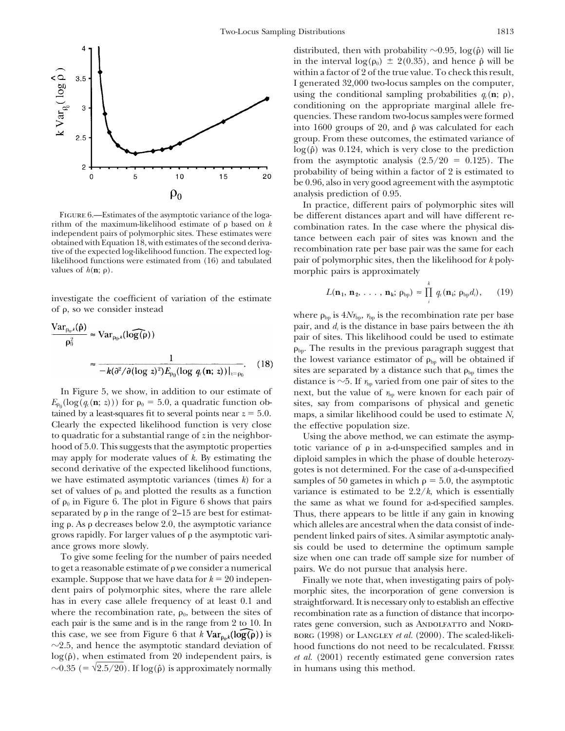k Var$_{\rho_0}$( log $\hat{\rho}$ )

4
3.5
3
2.5
2

0 5 10 15 20

$\rho_0$

FIGURE 6.—Estimates of the asymptotic variance of the logarithm of the maximum-likelihood estimate of ρ based on $k$ independent pairs of polymorphic sites. These estimates were obtained with Equation 18, with estimates of the second derivative of the expected log-likelihood function. The expected log-likelihood functions were estimated from (16) and tabulated values of $h(\mathbf{n}; \rho)$.

investigate the coefficient of variation of the estimate of ρ, so we consider instead

$$\frac{\mathrm{Var}_{\rho_0,k}(\hat{\rho})}{\rho_0^2} \approx \mathrm{Var}_{\rho_0,k}(\widehat{\log(\rho)})$$

$$\approx \frac{1}{-k(\partial^2/\partial(\log z)^2)E_{\rho_0}(\log q_c(\mathbf{n}; z))|_{z=\rho_0}}. \quad (18)$$

In Figure 5, we show, in addition to our estimate of $E_{\rho_0}(\log(q_c(\mathbf{n}; z)))$ for $\rho_0 = 5.0$, a quadratic function obtained by a least-squares fit to several points near $z = 5.0$. Clearly the expected likelihood function is very close to quadratic for a substantial range of $z$ in the neighborhood of 5.0. This suggests that the asymptotic properties may apply for moderate values of $k$. By estimating the second derivative of the expected likelihood functions, we have estimated asymptotic variances (times $k$) for a set of values of $\rho_0$ and plotted the results as a function of $\rho_0$ in Figure 6. The plot in Figure 6 shows that pairs separated by ρ in the range of 2–15 are best for estimating ρ. As ρ decreases below 2.0, the asymptotic variance grows rapidly. For larger values of ρ the asymptotic variance grows more slowly.

To give some feeling for the number of pairs needed to get a reasonable estimate of ρ we consider a numerical example. Suppose that we have data for $k = 20$ independent pairs of polymorphic sites, where the rare allele has in every case allele frequency of at least 0.1 and where the recombination rate, $\rho_0$, between the sites of each pair is the same and is in the range from 2 to 10. In this case, we see from Figure 6 that $k\ \mathrm{Var}_{\rho_0,k}(\widehat{\log(\rho)})$ is ~2.5, and hence the asymptotic standard deviation of $\log(\hat{\rho})$, when estimated from 20 independent pairs, is ~0.35 ($=\sqrt{2.5/20}$). If $\log(\hat{\rho})$ is approximately normally distributed, then with probability ~0.95, $\log(\hat{\rho})$ will lie in the interval $\log(\rho_0) \pm 2(0.35)$, and hence $\hat{\rho}$ will be within a factor of 2 of the true value. To check this result, I generated 32,000 two-locus samples on the computer, using the conditional sampling probabilities $q_c(\mathbf{n}; \rho)$, conditioning on the appropriate marginal allele frequencies. These random two-locus samples were formed into 1600 groups of 20, and $\hat{\rho}$ was calculated for each group. From these outcomes, the estimated variance of $\log(\hat{\rho})$ was 0.124, which is very close to the prediction from the asymptotic analysis ($2.5/20 = 0.125$). The probability of being within a factor of 2 is estimated to be 0.96, also in very good agreement with the asymptotic analysis prediction of 0.95.

In practice, different pairs of polymorphic sites will be different distances apart and will have different recombination rates. In the case where the physical distance between each pair of sites was known and the recombination rate per base pair was the same for each pair of polymorphic sites, then the likelihood for $k$ polymorphic pairs is approximately

$$L(\mathbf{n}_1, \mathbf{n}_2, \ldots, \mathbf{n}_k; \rho_{bp}) \approx \prod_i^k q_c(\mathbf{n}_i; \rho_{bp} d_i), \quad (19)$$

where $\rho_{bp}$ is $4Nr_{bp}$, $r_{bp}$ is the recombination rate per base pair, and $d_i$ is the distance in base pairs between the $i$th pair of sites. This likelihood could be used to estimate $\rho_{bp}$. The results in the previous paragraph suggest that the lowest variance estimator of $\rho_{bp}$ will be obtained if sites are separated by a distance such that $\rho_{bp}$ times the distance is ~5. If $r_{bp}$ varied from one pair of sites to the next, but the value of $r_{bp}$ were known for each pair of sites, say from comparisons of physical and genetic maps, a similar likelihood could be used to estimate $N$, the effective population size.

Using the above method, we can estimate the asymptotic variance of ρ in a-d-unspecified samples and in diploid samples in which the phase of double heterozygotes is not determined. For the case of a-d-unspecified samples of 50 gametes in which $\rho = 5.0$, the asymptotic variance is estimated to be $2.2/k$, which is essentially the same as what we found for a-d-specified samples. Thus, there appears to be little if any gain in knowing which alleles are ancestral when the data consist of independent linked pairs of sites. A similar asymptotic analysis could be used to determine the optimum sample size when one can trade off sample size for number of pairs. We do not pursue that analysis here.

Finally we note that, when investigating pairs of polymorphic sites, the incorporation of gene conversion is straightforward. It is necessary only to establish an effective recombination rate as a function of distance that incorporates gene conversion, such as ANDOLFATTO and NORDBORG (1998) or LANGLEY *et al.* (2000). The scaled-likelihood functions do not need to be recalculated. FRISSE *et al.* (2001) recently estimated gene conversion rates in humans using this method.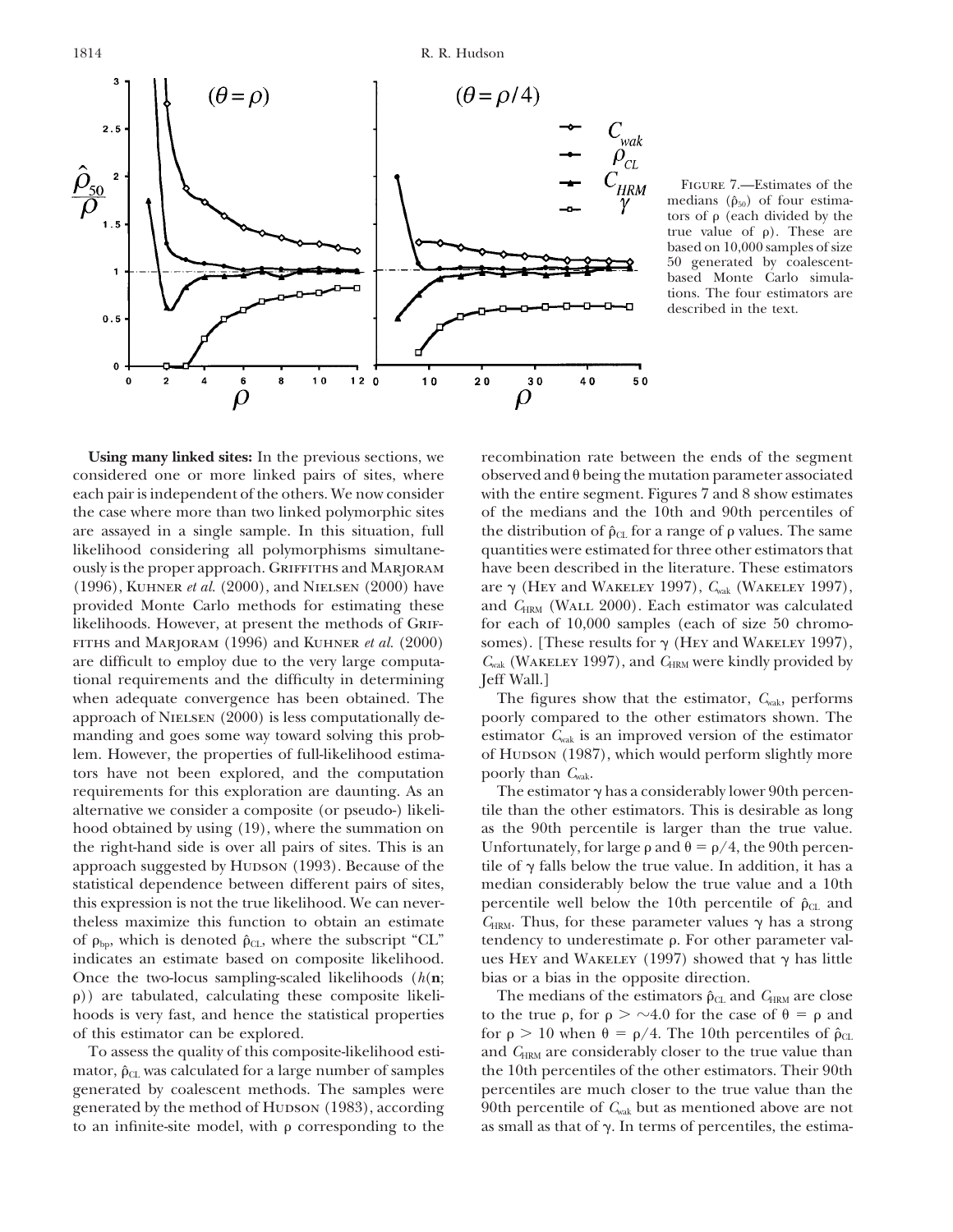$(\theta = \rho)$

$(\theta = \rho/4)$

$C_{wak}$

$\rho_{CL}$

$C_{HRM}$

$\gamma$

$\frac{\hat{\rho}_{50}}{\rho}$

3

2.5

2

1.5

1

0.5

0

0 2 4 6 8 10 12

0 10 20 30 40 50

$\rho$

$\rho$

Figure 7.—Estimates of the medians ($\hat{\rho}_{50}$) of four estimators of $\rho$ (each divided by the true value of $\rho$). These are based on 10,000 samples of size 50 generated by coalescent-based Monte Carlo simulations. The four estimators are described in the text.

**Using many linked sites:** In the previous sections, we considered one or more linked pairs of sites, where each pair is independent of the others. We now consider the case where more than two linked polymorphic sites are assayed in a single sample. In this situation, full likelihood considering all polymorphisms simultaneously is the proper approach. Griffiths and Marjoram (1996), Kuhner *et al.* (2000), and Nielsen (2000) have provided Monte Carlo methods for estimating these likelihoods. However, at present the methods of Griffiths and Marjoram (1996) and Kuhner *et al.* (2000) are difficult to employ due to the very large computational requirements and the difficulty in determining when adequate convergence has been obtained. The approach of Nielsen (2000) is less computationally demanding and goes some way toward solving this problem. However, the properties of full-likelihood estimators have not been explored, and the computation requirements for this exploration are daunting. As an alternative we consider a composite (or pseudo-) likelihood obtained by using (19), where the summation on the right-hand side is over all pairs of sites. This is an approach suggested by Hudson (1993). Because of the statistical dependence between different pairs of sites, this expression is not the true likelihood. We can nevertheless maximize this function to obtain an estimate of $\rho_{bp}$, which is denoted $\hat{\rho}_{CL}$, where the subscript "CL" indicates an estimate based on composite likelihood. Once the two-locus sampling-scaled likelihoods ($h(\mathbf{n}; \rho)$) are tabulated, calculating these composite likelihoods is very fast, and hence the statistical properties of this estimator can be explored.

To assess the quality of this composite-likelihood estimator, $\hat{\rho}_{CL}$ was calculated for a large number of samples generated by coalescent methods. The samples were generated by the method of Hudson (1983), according to an infinite-site model, with $\rho$ corresponding to the recombination rate between the ends of the segment observed and $\theta$ being the mutation parameter associated with the entire segment. Figures 7 and 8 show estimates of the medians and the 10th and 90th percentiles of the distribution of $\hat{\rho}_{CL}$ for a range of $\rho$ values. The same quantities were estimated for three other estimators that have been described in the literature. These estimators are $\gamma$ (Hey and Wakeley 1997), $C_{wak}$ (Wakeley 1997), and $C_{HRM}$ (Wall 2000). Each estimator was calculated for each of 10,000 samples (each of size 50 chromosomes). [These results for $\gamma$ (Hey and Wakeley 1997), $C_{wak}$ (Wakeley 1997), and $C_{HRM}$ were kindly provided by Jeff Wall.]

The figures show that the estimator, $C_{wak}$, performs poorly compared to the other estimators shown. The estimator $C_{wak}$ is an improved version of the estimator of Hudson (1987), which would perform slightly more poorly than $C_{wak}$.

The estimator $\gamma$ has a considerably lower 90th percentile than the other estimators. This is desirable as long as the 90th percentile is larger than the true value. Unfortunately, for large $\rho$ and $\theta = \rho/4$, the 90th percentile of $\gamma$ falls below the true value. In addition, it has a median considerably below the true value and a 10th percentile well below the 10th percentile of $\hat{\rho}_{CL}$ and $C_{HRM}$. Thus, for these parameter values $\gamma$ has a strong tendency to underestimate $\rho$. For other parameter values Hey and Wakeley (1997) showed that $\gamma$ has little bias or a bias in the opposite direction.

The medians of the estimators $\hat{\rho}_{CL}$ and $C_{HRM}$ are close to the true $\rho$, for $\rho > \sim 4.0$ for the case of $\theta = \rho$ and for $\rho > 10$ when $\theta = \rho/4$. The 10th percentiles of $\hat{\rho}_{CL}$ and $C_{HRM}$ are considerably closer to the true value than the 10th percentiles of the other estimators. Their 90th percentiles are much closer to the true value than the 90th percentile of $C_{wak}$ but as mentioned above are not as small as that of $\gamma$. In terms of percentiles, the estima-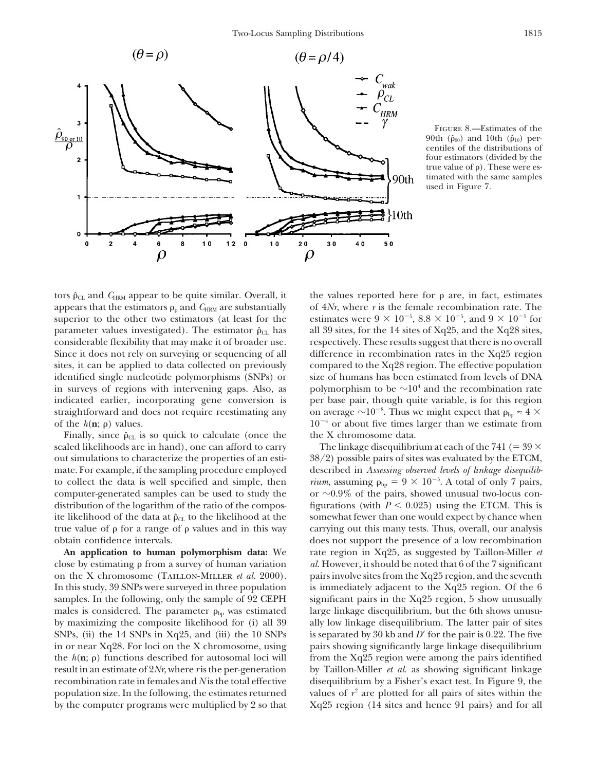$(\theta = \rho)$

$(\theta = \rho/4)$

$C_{wak}$
$\rho_{CL}$
$C_{HRM}$
$\gamma$

$\frac{\hat{\rho}_{90 \text{ or } 10}}{\rho}$

4
3
2
1
0

0 2 4 6 8 10 12 0 10 20 30 40 50

$\rho$ $\rho$

90th

10th

FIGURE 8.—Estimates of the 90th ($\hat{\rho}_{90}$) and 10th ($\hat{\rho}_{10}$) percentiles of the distributions of four estimators (divided by the true value of $\rho$). These were estimated with the same samples used in Figure 7.

tors $\hat{\rho}_{CL}$ and $C_{HRM}$ appear to be quite similar. Overall, it appears that the estimators $\rho_p$ and $C_{HRM}$ are substantially superior to the other two estimators (at least for the parameter values investigated). The estimator $\hat{\rho}_{CL}$ has considerable flexibility that may make it of broader use. Since it does not rely on surveying or sequencing of all sites, it can be applied to data collected on previously identified single nucleotide polymorphisms (SNPs) or in surveys of regions with intervening gaps. Also, as indicated earlier, incorporating gene conversion is straightforward and does not require reestimating any of the $h(\mathbf{n}; \rho)$ values.

Finally, since $\hat{\rho}_{CL}$ is so quick to calculate (once the scaled likelihoods are in hand), one can afford to carry out simulations to characterize the properties of an estimate. For example, if the sampling procedure employed to collect the data is well specified and simple, then computer-generated samples can be used to study the distribution of the logarithm of the ratio of the composite likelihood of the data at $\hat{\rho}_{CL}$ to the likelihood at the true value of $\rho$ for a range of $\rho$ values and in this way obtain confidence intervals.

**An application to human polymorphism data:** We close by estimating $\rho$ from a survey of human variation on the X chromosome (Taillon-Miller *et al.* 2000). In this study, 39 SNPs were surveyed in three population samples. In the following, only the sample of 92 CEPH males is considered. The parameter $\rho_{bp}$ was estimated by maximizing the composite likelihood for (i) all 39 SNPs, (ii) the 14 SNPs in Xq25, and (iii) the 10 SNPs in or near Xq28. For loci on the X chromosome, using the $h(\mathbf{n}; \rho)$ functions described for autosomal loci will result in an estimate of $2Nr$, where $r$ is the per-generation recombination rate in females and $N$ is the total effective population size. In the following, the estimates returned by the computer programs were multiplied by 2 so that the values reported here for $\rho$ are, in fact, estimates of $4Nr$, where $r$ is the female recombination rate. The estimates were $9 \times 10^{-5}$, $8.8 \times 10^{-5}$, and $9 \times 10^{-5}$ for all 39 sites, for the 14 sites of Xq25, and the Xq28 sites, respectively. These results suggest that there is no overall difference in recombination rates in the Xq25 region compared to the Xq28 region. The effective population size of humans has been estimated from levels of DNA polymorphism to be $\sim 10^4$ and the recombination rate per base pair, though quite variable, is for this region on average $\sim 10^{-8}$. Thus we might expect that $\rho_{bp} \approx 4 \times 10^{-4}$ or about five times larger than we estimate from the X chromosome data.

The linkage disequilibrium at each of the 741 ($= 39 \times 38/2$) possible pairs of sites was evaluated by the ETCM, described in *Assessing observed levels of linkage disequilibrium*, assuming $\rho_{bp} = 9 \times 10^{-5}$. A total of only 7 pairs, or $\sim 0.9\%$ of the pairs, showed unusual two-locus configurations (with $P < 0.025$) using the ETCM. This is somewhat fewer than one would expect by chance when carrying out this many tests. Thus, overall, our analysis does not support the presence of a low recombination rate region in Xq25, as suggested by Taillon-Miller *et al.* However, it should be noted that 6 of the 7 significant pairs involve sites from the Xq25 region, and the seventh is immediately adjacent to the Xq25 region. Of the 6 significant pairs in the Xq25 region, 5 show unusually large linkage disequilibrium, but the 6th shows unusually low linkage disequilibrium. The latter pair of sites is separated by 30 kb and $D'$ for the pair is 0.22. The five pairs showing significantly large linkage disequilibrium from the Xq25 region were among the pairs identified by Taillon-Miller *et al.* as showing significant linkage disequilibrium by a Fisher's exact test. In Figure 9, the values of $r^2$ are plotted for all pairs of sites within the Xq25 region (14 sites and hence 91 pairs) and for all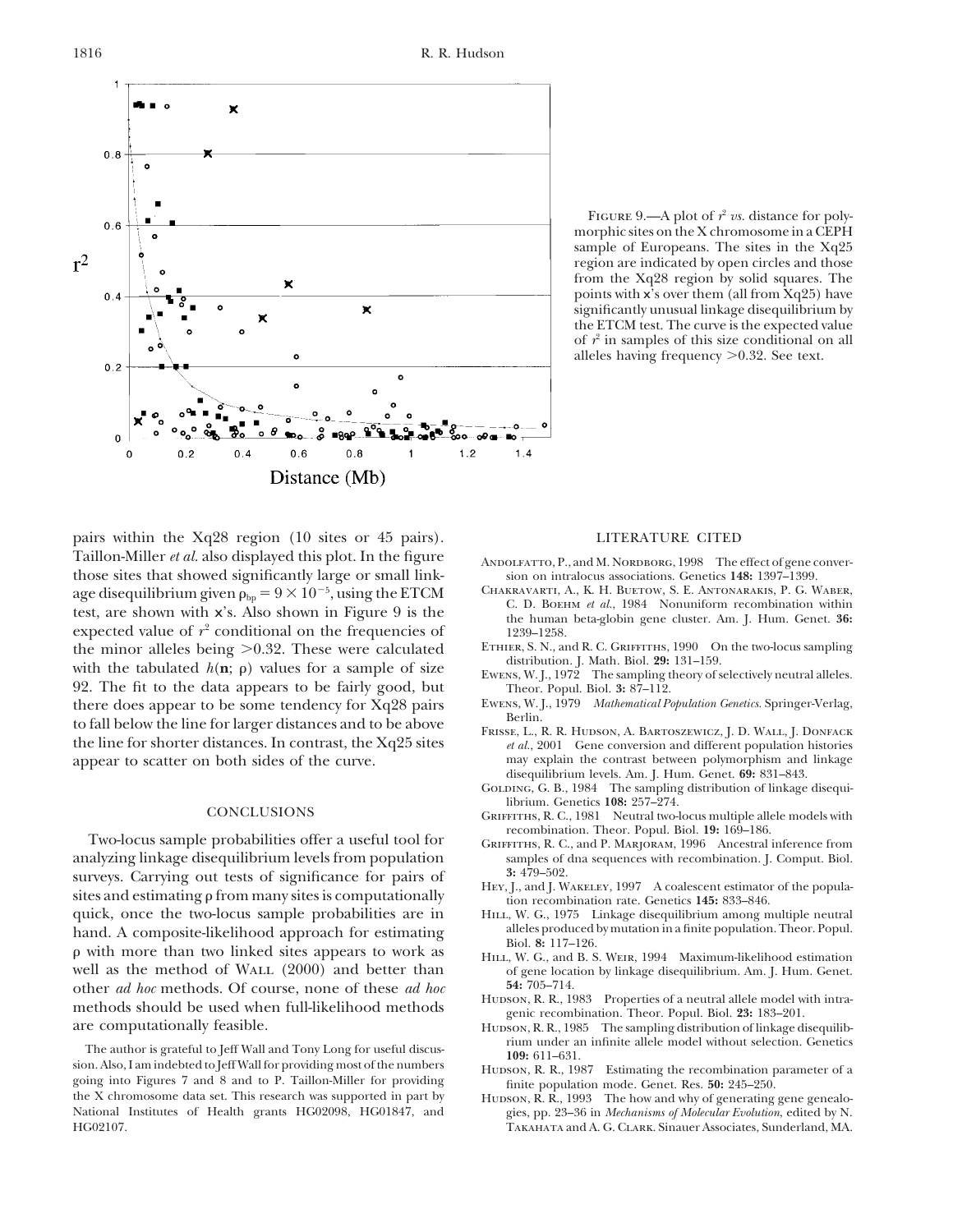1

0.8

0.6

$r^2$

0.4

0.2

0

0 0.2 0.4 0.6 0.8 1 1.2 1.4

Distance (Mb)

FIGURE 9.—A plot of $r^2$ *vs.* distance for polymorphic sites on the X chromosome in a CEPH sample of Europeans. The sites in the Xq25 region are indicated by open circles and those from the Xq28 region by solid squares. The points with x's over them (all from Xq25) have significantly unusual linkage disequilibrium by the ETCM test. The curve is the expected value of $r^2$ in samples of this size conditional on all alleles having frequency >0.32. See text.

pairs within the Xq28 region (10 sites or 45 pairs). Taillon-Miller *et al.* also displayed this plot. In the figure those sites that showed significantly large or small linkage disequilibrium given $\rho_{bp} = 9 \times 10^{-5}$, using the ETCM test, are shown with x's. Also shown in Figure 9 is the expected value of $r^2$ conditional on the frequencies of the minor alleles being >0.32. These were calculated with the tabulated $h(\mathbf{n}; \rho)$ values for a sample of size 92. The fit to the data appears to be fairly good, but there does appear to be some tendency for Xq28 pairs to fall below the line for larger distances and to be above the line for shorter distances. In contrast, the Xq25 sites appear to scatter on both sides of the curve.

## CONCLUSIONS

Two-locus sample probabilities offer a useful tool for analyzing linkage disequilibrium levels from population surveys. Carrying out tests of significance for pairs of sites and estimating $\rho$ from many sites is computationally quick, once the two-locus sample probabilities are in hand. A composite-likelihood approach for estimating $\rho$ with more than two linked sites appears to work as well as the method of WALL (2000) and better than other *ad hoc* methods. Of course, none of these *ad hoc* methods should be used when full-likelihood methods are computationally feasible.

The author is grateful to Jeff Wall and Tony Long for useful discussion. Also, I am indebted to Jeff Wall for providing most of the numbers going into Figures 7 and 8 and to P. Taillon-Miller for providing the X chromosome data set. This research was supported in part by National Institutes of Health grants HG02098, HG01847, and HG02107.

## LITERATURE CITED

ANDOLFATTO, P., and M. NORDBORG, 1998 The effect of gene conversion on intralocus associations. Genetics **148:** 1397–1399.

CHAKRAVARTI, A., K. H. BUETOW, S. E. ANTONARAKIS, P. G. WABER, C. D. BOEHM *et al.*, 1984 Nonuniform recombination within the human beta-globin gene cluster. Am. J. Hum. Genet. **36:** 1239–1258.

ETHIER, S. N., and R. C. GRIFFITHS, 1990 On the two-locus sampling distribution. J. Math. Biol. **29:** 131–159.

EWENS, W. J., 1972 The sampling theory of selectively neutral alleles. Theor. Popul. Biol. **3:** 87–112.

EWENS, W. J., 1979 *Mathematical Population Genetics.* Springer-Verlag, Berlin.

FRISSE, L., R. R. HUDSON, A. BARTOSZEWICZ, J. D. WALL, J. DONFACK *et al.*, 2001 Gene conversion and different population histories may explain the contrast between polymorphism and linkage disequilibrium levels. Am. J. Hum. Genet. **69:** 831–843.

GOLDING, G. B., 1984 The sampling distribution of linkage disequilibrium. Genetics **108:** 257–274.

GRIFFITHS, R. C., 1981 Neutral two-locus multiple allele models with recombination. Theor. Popul. Biol. **19:** 169–186.

GRIFFITHS, R. C., and P. MARJORAM, 1996 Ancestral inference from samples of dna sequences with recombination. J. Comput. Biol. **3:** 479–502.

HEY, J., and J. WAKELEY, 1997 A coalescent estimator of the population recombination rate. Genetics **145:** 833–846.

HILL, W. G., 1975 Linkage disequilibrium among multiple neutral alleles produced by mutation in a finite population. Theor. Popul. Biol. **8:** 117–126.

HILL, W. G., and B. S. WEIR, 1994 Maximum-likelihood estimation of gene location by linkage disequilibrium. Am. J. Hum. Genet. **54:** 705–714.

HUDSON, R. R., 1983 Properties of a neutral allele model with intragenic recombination. Theor. Popul. Biol. **23:** 183–201.

HUDSON, R. R., 1985 The sampling distribution of linkage disequilibrium under an infinite allele model without selection. Genetics **109:** 611–631.

HUDSON, R. R., 1987 Estimating the recombination parameter of a finite population mode. Genet. Res. **50:** 245–250.

HUDSON, R. R., 1993 The how and why of generating gene genealogies, pp. 23–36 in *Mechanisms of Molecular Evolution*, edited by N. TAKAHATA and A. G. CLARK. Sinauer Associates, Sunderland, MA.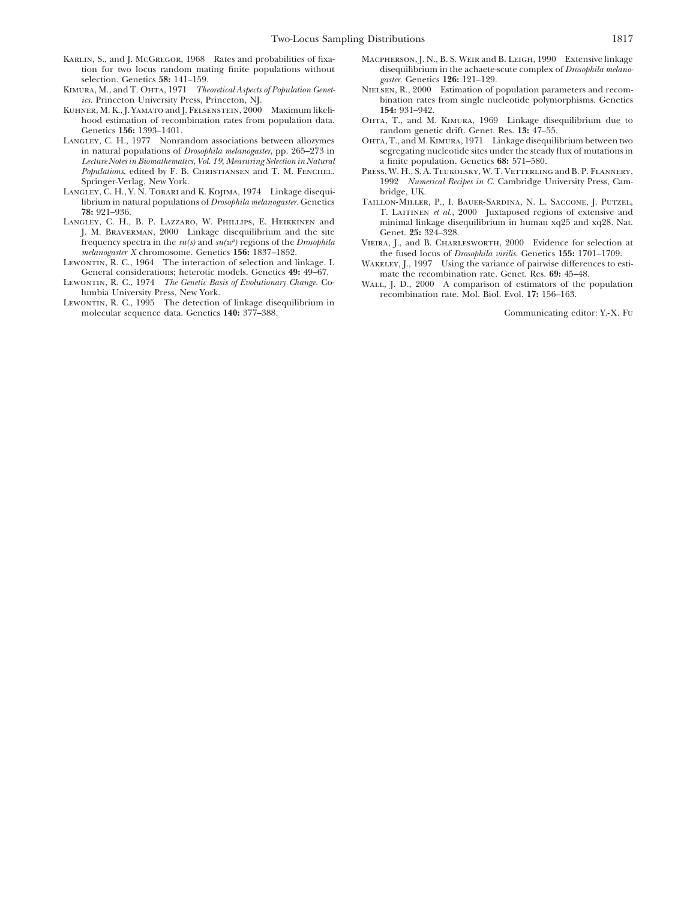Karlin, S., and J. McGregor, 1968 Rates and probabilities of fixation for two locus random mating finite populations without selection. Genetics **58:** 141–159.

Kimura, M., and T. Ohta, 1971 *Theoretical Aspects of Population Genetics*. Princeton University Press, Princeton, NJ.

Kuhner, M. K., J. Yamato and J. Felsenstein, 2000 Maximum likelihood estimation of recombination rates from population data. Genetics **156:** 1393–1401.

Langley, C. H., 1977 Nonrandom associations between allozymes in natural populations of *Drosophila melanogaster*, pp. 265–273 in *Lecture Notes in Biomathematics, Vol. 19, Measuring Selection in Natural Populations*, edited by F. B. Christiansen and T. M. Fenchel. Springer-Verlag, New York.

Langley, C. H., Y. N. Tobari and K. Kojima, 1974 Linkage disequilibrium in natural populations of *Drosophila melanogaster*. Genetics **78:** 921–936.

Langley, C. H., B. P. Lazzaro, W. Phillips, E. Heikkinen and J. M. Braverman, 2000 Linkage disequilibrium and the site frequency spectra in the *su(s)* and *su(w^a)* regions of the *Drosophila melanogaster X* chromosome. Genetics **156:** 1837–1852.

Lewontin, R. C., 1964 The interaction of selection and linkage. I. General considerations; heterotic models. Genetics **49:** 49–67.

Lewontin, R. C., 1974 *The Genetic Basis of Evolutionary Change*. Columbia University Press, New York.

Lewontin, R. C., 1995 The detection of linkage disequilibrium in molecular sequence data. Genetics **140:** 377–388.

Macpherson, J. N., B. S. Weir and B. Leigh, 1990 Extensive linkage disequilibrium in the achaete-scute complex of *Drosophila melanogaster*. Genetics **126:** 121–129.

Nielsen, R., 2000 Estimation of population parameters and recombination rates from single nucleotide polymorphisms. Genetics **154:** 931–942.

Ohta, T., and M. Kimura, 1969 Linkage disequilibrium due to random genetic drift. Genet. Res. **13:** 47–55.

Ohta, T., and M. Kimura, 1971 Linkage disequilibrium between two segregating nucleotide sites under the steady flux of mutations in a finite population. Genetics **68:** 571–580.

Press, W. H., S. A. Teukolsky, W. T. Vetterling and B. P. Flannery, 1992 *Numerical Recipes in C*. Cambridge University Press, Cambridge, UK.

Taillon-Miller, P., I. Bauer-Sardina, N. L. Saccone, J. Putzel, T. Laitinen *et al.*, 2000 Juxtaposed regions of extensive and minimal linkage disequilibrium in human xq25 and xq28. Nat. Genet. **25:** 324–328.

Vieira, J., and B. Charlesworth, 2000 Evidence for selection at the fused locus of *Drosophila virilis*. Genetics **155:** 1701–1709.

Wakeley, J., 1997 Using the variance of pairwise differences to estimate the recombination rate. Genet. Res. **69:** 45–48.

Wall, J. D., 2000 A comparison of estimators of the population recombination rate. Mol. Biol. Evol. **17:** 156–163.

Communicating editor: Y.-X. Fu